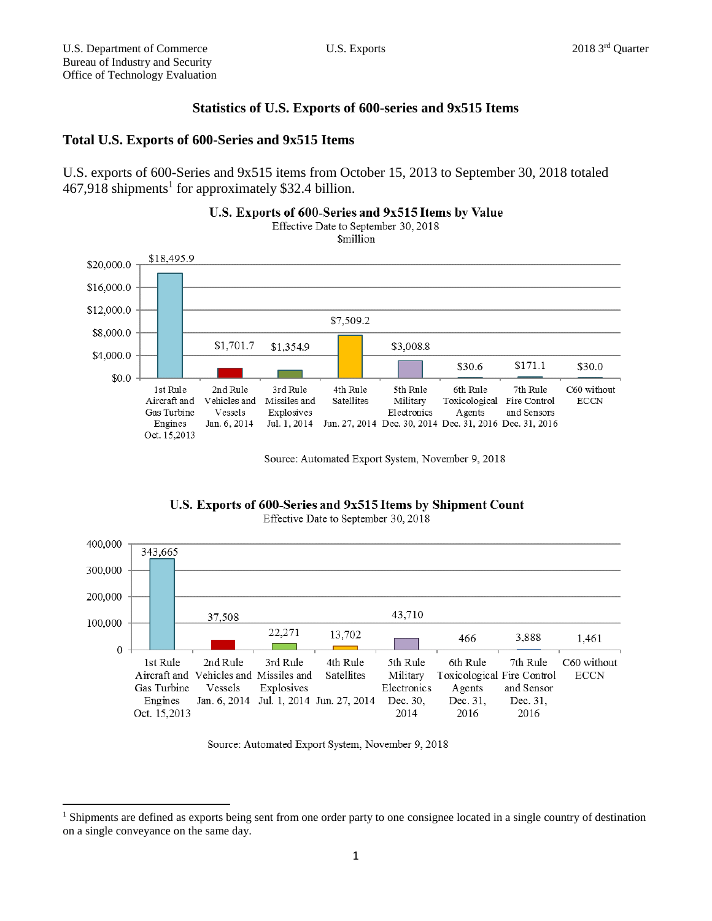# Statistics of U.S. Exports of 600-series and 9x515 Items

## Total U.S. Exports of 600-Series and 9x515 Items

U.S. exports of 600-Series and 9x515 items from October 15, 2013 to September 30, 2018 totaled 467,918 shipments[1] for approximately $32.4 billion.

**U.S. Exports of 600-Series and 9x515 Items by Value**
Effective Date to September 30, 2018
$million

| Rule | Value ($million) |
| --- | --- |
| 1st Rule Aircraft and Gas Turbine Engines Oct. 15,2013 | $18,495.9 |
| 2nd Rule Vehicles and Vessels Jan. 6, 2014 | $1,701.7 |
| 3rd Rule Missiles and Explosives Jul. 1, 2014 | $1,354.9 |
| 4th Rule Satellites Jun. 27, 2014 | $7,509.2 |
| 5th Rule Military Electronics Dec. 30, 2014 | $3,008.8 |
| 6th Rule Toxicological Agents Dec. 31, 2016 | $30.6 |
| 7th Rule Fire Control and Sensors Dec. 31, 2016 | $171.1 |
| C60 without ECCN | $30.0 |

Source: Automated Export System, November 9, 2018

**U.S. Exports of 600-Series and 9x515 Items by Shipment Count**
Effective Date to September 30, 2018

| Rule | Shipment Count |
| --- | --- |
| 1st Rule Aircraft and Gas Turbine Engines Oct. 15,2013 | 343,665 |
| 2nd Rule Vehicles and Vessels Jan. 6, 2014 | 37,508 |
| 3rd Rule Missiles and Explosives Jul. 1, 2014 | 22,271 |
| 4th Rule Satellites Jun. 27, 2014 | 13,702 |
| 5th Rule Military Electronics Dec. 30, 2014 | 43,710 |
| 6th Rule Toxicological Agents Dec. 31, 2016 | 466 |
| 7th Rule Fire Control and Sensor Dec. 31, 2016 | 3,888 |
| C60 without ECCN | 1,461 |

Source: Automated Export System, November 9, 2018

[1] Shipments are defined as exports being sent from one order party to one consignee located in a single country of destination on a single conveyance on the same day.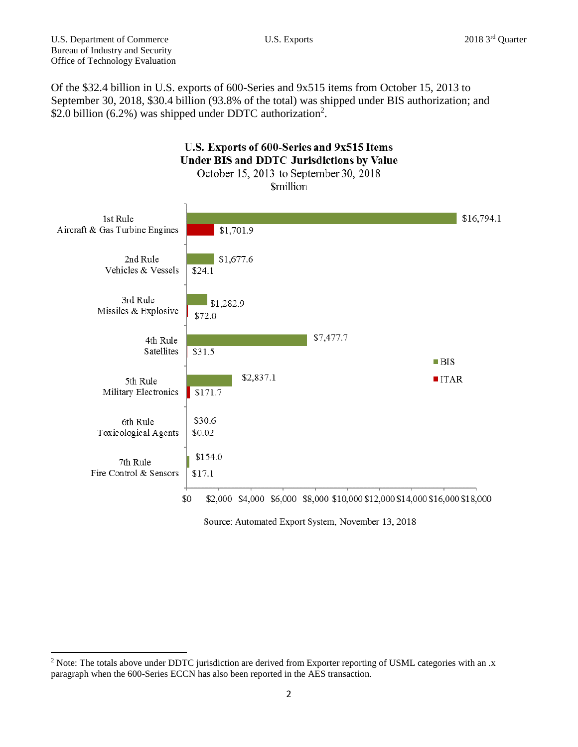Of the $32.4 billion in U.S. exports of 600-Series and 9x515 items from October 15, 2013 to September 30, 2018, $30.4 billion (93.8% of the total) was shipped under BIS authorization; and $2.0 billion (6.2%) was shipped under DDTC authorization[2].

**U.S. Exports of 600-Series and 9x515 Items Under BIS and DDTC Jurisdictions by Value**

October 15, 2013 to September 30, 2018

$million

| Rule | BIS | ITAR |
|---|---|---|
| 1st Rule Aircraft & Gas Turbine Engines | $16,794.1 | $1,701.9 |
| 2nd Rule Vehicles & Vessels | $1,677.6 | $24.1 |
| 3rd Rule Missiles & Explosive | $1,282.9 | $72.0 |
| 4th Rule Satellites | $7,477.7 | $31.5 |
| 5th Rule Military Electronics | $2,837.1 | $171.7 |
| 6th Rule Toxicological Agents | $30.6 | $0.02 |
| 7th Rule Fire Control & Sensors | $154.0 | $17.1 |

Source: Automated Export System, November 13, 2018

[2] Note: The totals above under DDTC jurisdiction are derived from Exporter reporting of USML categories with an .x paragraph when the 600-Series ECCN has also been reported in the AES transaction.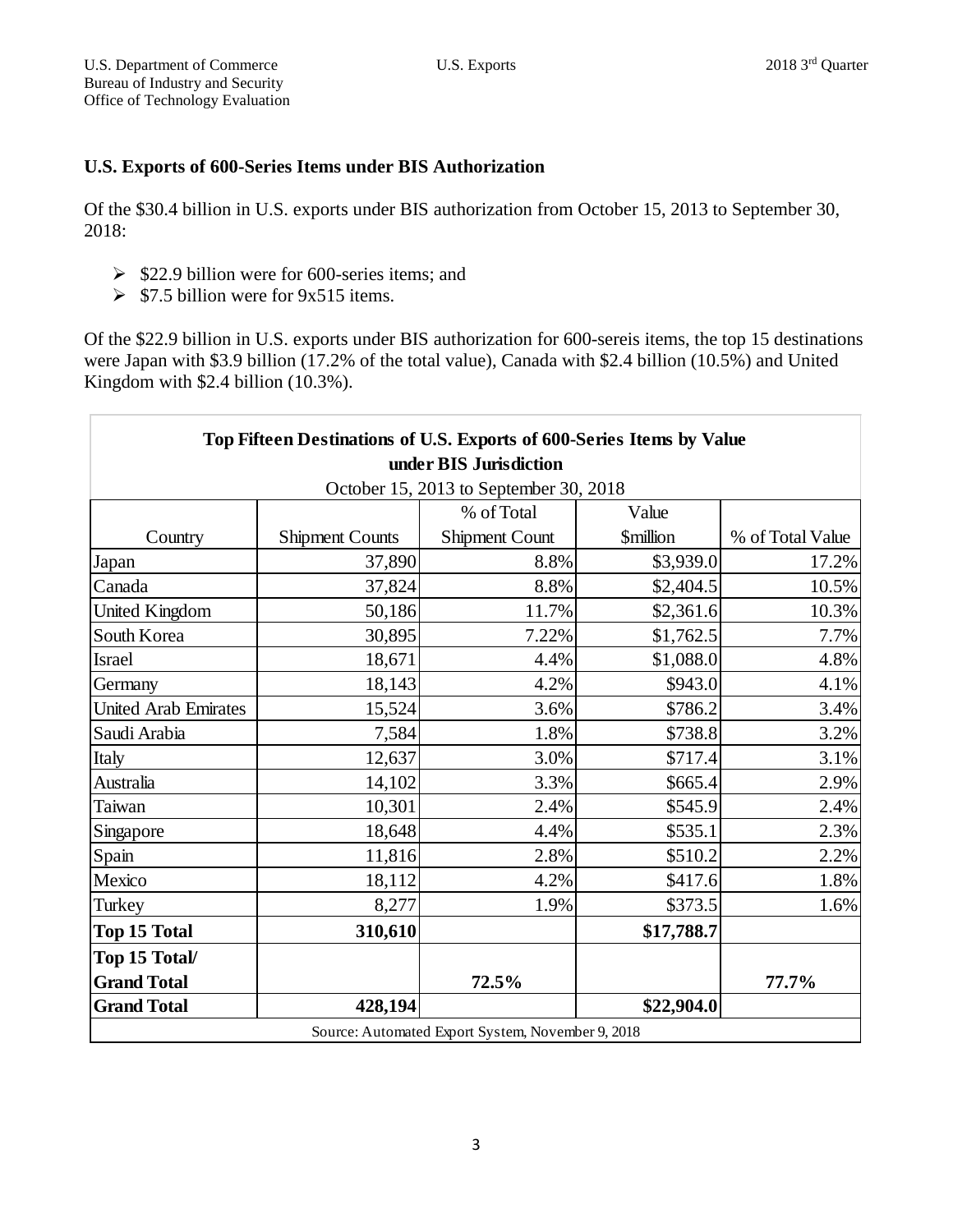## U.S. Exports of 600-Series Items under BIS Authorization

Of the $30.4 billion in U.S. exports under BIS authorization from October 15, 2013 to September 30, 2018:

- $22.9 billion were for 600-series items; and
- $7.5 billion were for 9x515 items.

Of the $22.9 billion in U.S. exports under BIS authorization for 600-sereis items, the top 15 destinations were Japan with $3.9 billion (17.2% of the total value), Canada with $2.4 billion (10.5%) and United Kingdom with $2.4 billion (10.3%).

**Top Fifteen Destinations of U.S. Exports of 600-Series Items by Value under BIS Jurisdiction**

October 15, 2013 to September 30, 2018

| Country | Shipment Counts | % of Total Shipment Count | Value $million | % of Total Value |
|---|---|---|---|---|
| Japan | 37,890 | 8.8% | $3,939.0 | 17.2% |
| Canada | 37,824 | 8.8% | $2,404.5 | 10.5% |
| United Kingdom | 50,186 | 11.7% | $2,361.6 | 10.3% |
| South Korea | 30,895 | 7.22% | $1,762.5 | 7.7% |
| Israel | 18,671 | 4.4% | $1,088.0 | 4.8% |
| Germany | 18,143 | 4.2% | $943.0 | 4.1% |
| United Arab Emirates | 15,524 | 3.6% | $786.2 | 3.4% |
| Saudi Arabia | 7,584 | 1.8% | $738.8 | 3.2% |
| Italy | 12,637 | 3.0% | $717.4 | 3.1% |
| Australia | 14,102 | 3.3% | $665.4 | 2.9% |
| Taiwan | 10,301 | 2.4% | $545.9 | 2.4% |
| Singapore | 18,648 | 4.4% | $535.1 | 2.3% |
| Spain | 11,816 | 2.8% | $510.2 | 2.2% |
| Mexico | 18,112 | 4.2% | $417.6 | 1.8% |
| Turkey | 8,277 | 1.9% | $373.5 | 1.6% |
| **Top 15 Total** | **310,610** | | **$17,788.7** | |
| **Top 15 Total/ Grand Total** | | **72.5%** | | **77.7%** |
| **Grand Total** | **428,194** | | **$22,904.0** | |

Source: Automated Export System, November 9, 2018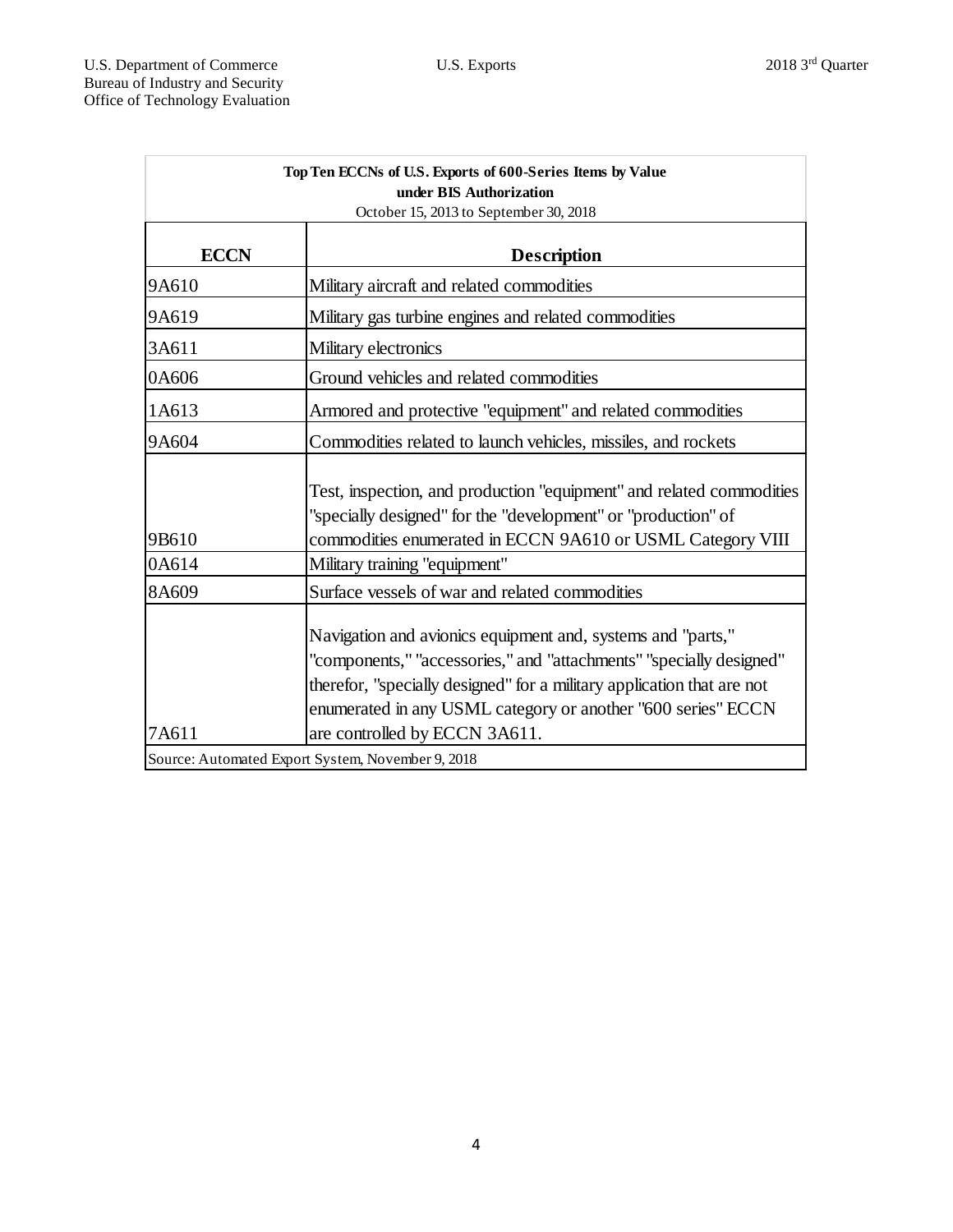**Top Ten ECCNs of U.S. Exports of 600-Series Items by Value under BIS Authorization**

October 15, 2013 to September 30, 2018

| ECCN | Description |
| --- | --- |
| 9A610 | Military aircraft and related commodities |
| 9A619 | Military gas turbine engines and related commodities |
| 3A611 | Military electronics |
| 0A606 | Ground vehicles and related commodities |
| 1A613 | Armored and protective "equipment" and related commodities |
| 9A604 | Commodities related to launch vehicles, missiles, and rockets |
| 9B610 | Test, inspection, and production "equipment" and related commodities "specially designed" for the "development" or "production" of commodities enumerated in ECCN 9A610 or USML Category VIII |
| 0A614 | Military training "equipment" |
| 8A609 | Surface vessels of war and related commodities |
| 7A611 | Navigation and avionics equipment and, systems and "parts," "components," "accessories," and "attachments" "specially designed" therefor, "specially designed" for a military application that are not enumerated in any USML category or another "600 series" ECCN are controlled by ECCN 3A611. |

Source: Automated Export System, November 9, 2018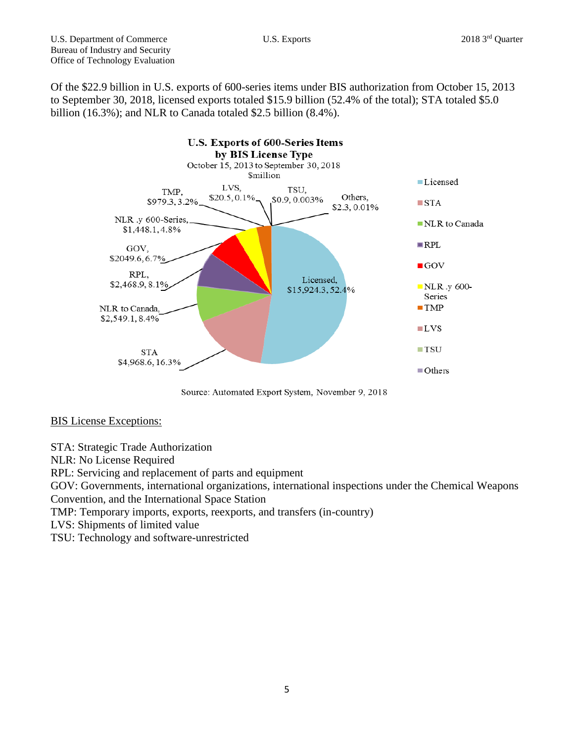Of the $22.9 billion in U.S. exports of 600-series items under BIS authorization from October 15, 2013 to September 30, 2018, licensed exports totaled $15.9 billion (52.4% of the total); STA totaled $5.0 billion (16.3%); and NLR to Canada totaled $2.5 billion (8.4%).

**U.S. Exports of 600-Series Items by BIS License Type**
October 15, 2013 to September 30, 2018
$million

TMP, $979.3, 3.2%
LVS, $20.5, 0.1%
TSU, $0.9, 0.003%
Others, $2.3, 0.01%
NLR .y 600-Series, $1,448.1, 4.8%
GOV, $2049.6, 6.7%
RPL, $2,468.9, 8.1%
NLR to Canada, $2,549.1, 8.4%
STA $4,968.6, 16.3%
Licensed, $15,924.3, 52.4%

Licensed
STA
NLR to Canada
RPL
GOV
NLR .y 600-Series
TMP
LVS
TSU
Others

Source: Automated Export System, November 9, 2018

BIS License Exceptions:

STA: Strategic Trade Authorization
NLR: No License Required
RPL: Servicing and replacement of parts and equipment
GOV: Governments, international organizations, international inspections under the Chemical Weapons Convention, and the International Space Station
TMP: Temporary imports, exports, reexports, and transfers (in-country)
LVS: Shipments of limited value
TSU: Technology and software-unrestricted